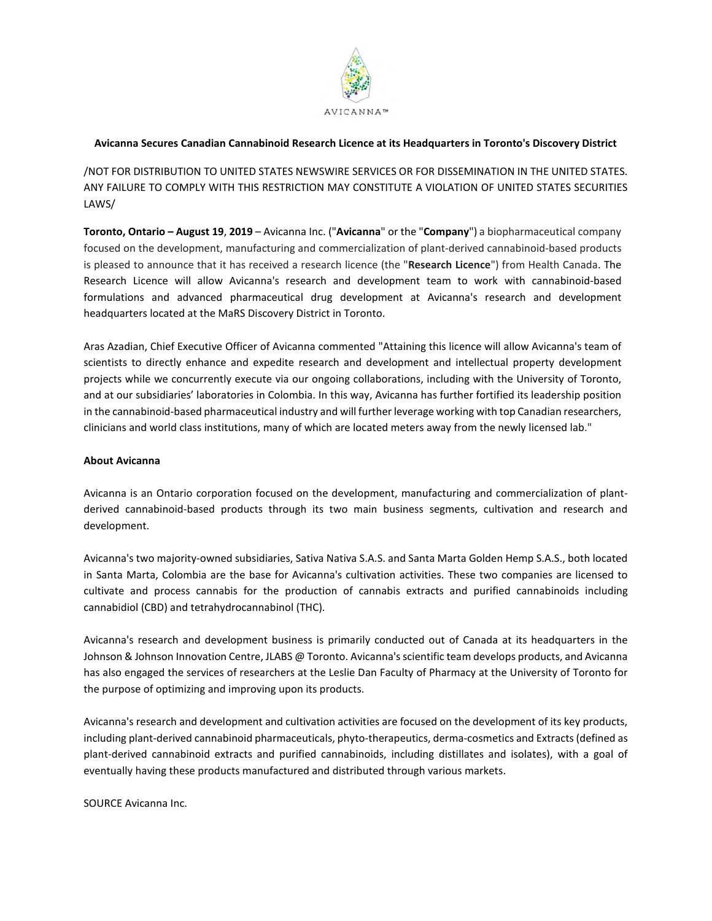AVICANNA™

**Avicanna Secures Canadian Cannabinoid Research Licence at its Headquarters in Toronto's Discovery District**

/NOT FOR DISTRIBUTION TO UNITED STATES NEWSWIRE SERVICES OR FOR DISSEMINATION IN THE UNITED STATES. ANY FAILURE TO COMPLY WITH THIS RESTRICTION MAY CONSTITUTE A VIOLATION OF UNITED STATES SECURITIES LAWS/

**Toronto, Ontario – August 19**, **2019** – Avicanna Inc. ("**Avicanna**" or the "**Company**") a biopharmaceutical company focused on the development, manufacturing and commercialization of plant-derived cannabinoid-based products is pleased to announce that it has received a research licence (the "**Research Licence**") from Health Canada. The Research Licence will allow Avicanna's research and development team to work with cannabinoid-based formulations and advanced pharmaceutical drug development at Avicanna's research and development headquarters located at the MaRS Discovery District in Toronto.

Aras Azadian, Chief Executive Officer of Avicanna commented "Attaining this licence will allow Avicanna's team of scientists to directly enhance and expedite research and development and intellectual property development projects while we concurrently execute via our ongoing collaborations, including with the University of Toronto, and at our subsidiaries' laboratories in Colombia. In this way, Avicanna has further fortified its leadership position in the cannabinoid-based pharmaceutical industry and will further leverage working with top Canadian researchers, clinicians and world class institutions, many of which are located meters away from the newly licensed lab."

**About Avicanna**

Avicanna is an Ontario corporation focused on the development, manufacturing and commercialization of plant-derived cannabinoid-based products through its two main business segments, cultivation and research and development.

Avicanna's two majority-owned subsidiaries, Sativa Nativa S.A.S. and Santa Marta Golden Hemp S.A.S., both located in Santa Marta, Colombia are the base for Avicanna's cultivation activities. These two companies are licensed to cultivate and process cannabis for the production of cannabis extracts and purified cannabinoids including cannabidiol (CBD) and tetrahydrocannabinol (THC).

Avicanna's research and development business is primarily conducted out of Canada at its headquarters in the Johnson & Johnson Innovation Centre, JLABS @ Toronto. Avicanna's scientific team develops products, and Avicanna has also engaged the services of researchers at the Leslie Dan Faculty of Pharmacy at the University of Toronto for the purpose of optimizing and improving upon its products.

Avicanna's research and development and cultivation activities are focused on the development of its key products, including plant-derived cannabinoid pharmaceuticals, phyto-therapeutics, derma-cosmetics and Extracts (defined as plant-derived cannabinoid extracts and purified cannabinoids, including distillates and isolates), with a goal of eventually having these products manufactured and distributed through various markets.

SOURCE Avicanna Inc.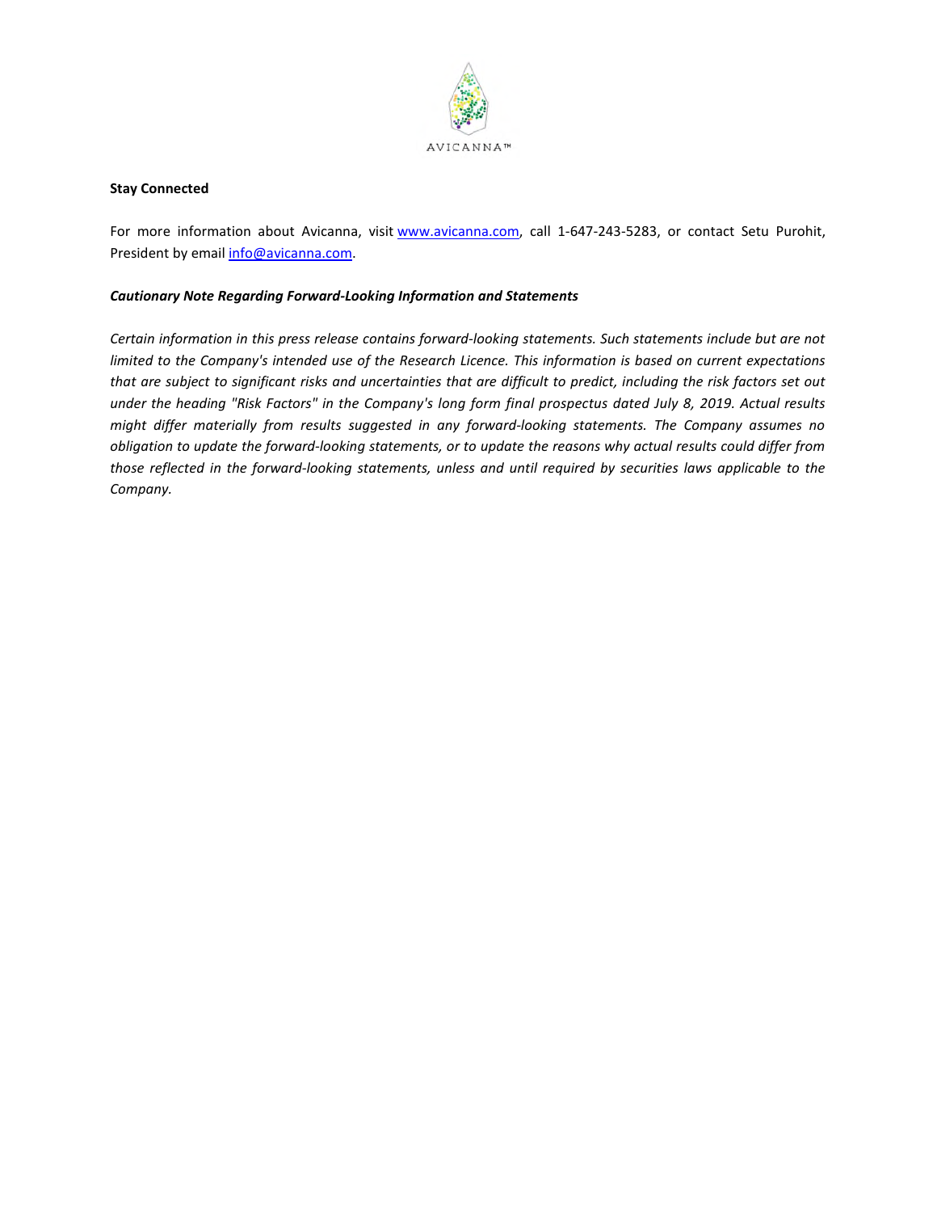AVICANNA™

**Stay Connected**

For more information about Avicanna, visit www.avicanna.com, call 1-647-243-5283, or contact Setu Purohit, President by email info@avicanna.com.

***Cautionary Note Regarding Forward-Looking Information and Statements***

*Certain information in this press release contains forward-looking statements. Such statements include but are not limited to the Company's intended use of the Research Licence. This information is based on current expectations that are subject to significant risks and uncertainties that are difficult to predict, including the risk factors set out under the heading "Risk Factors" in the Company's long form final prospectus dated July 8, 2019. Actual results might differ materially from results suggested in any forward-looking statements. The Company assumes no obligation to update the forward-looking statements, or to update the reasons why actual results could differ from those reflected in the forward-looking statements, unless and until required by securities laws applicable to the Company.*